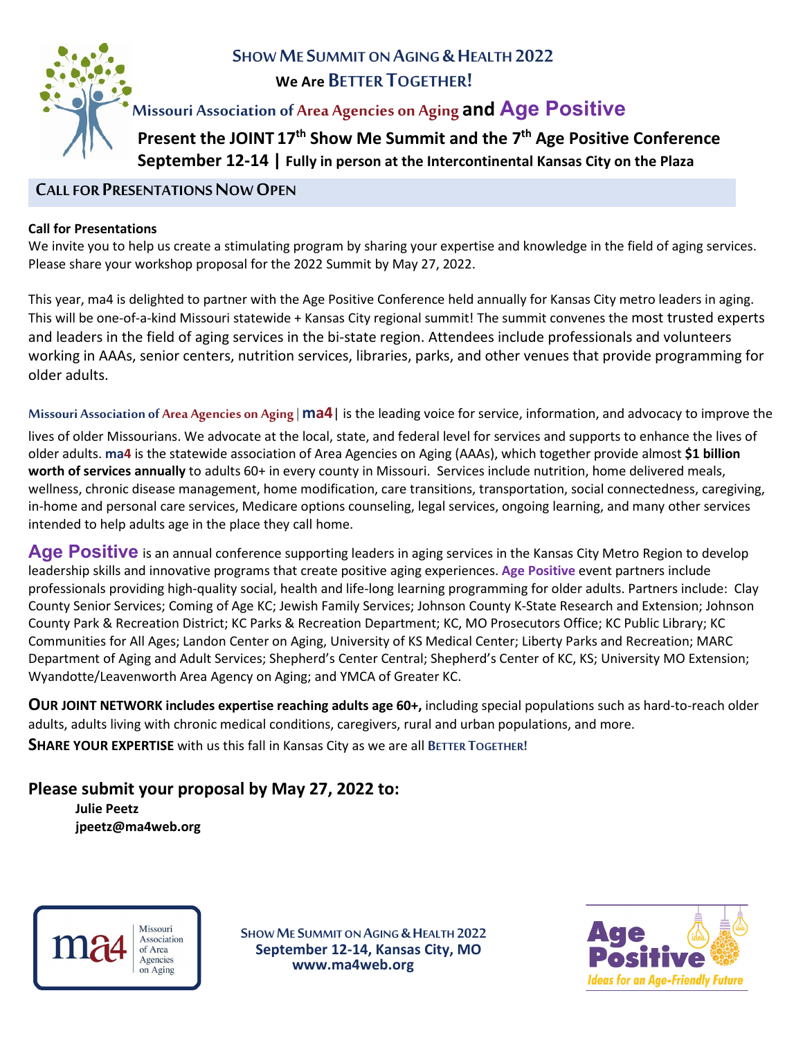# Show Me Summit on Aging & Health 2022

## We Are Better Together!

**Missouri Association of Area Agencies on Aging and Age Positive**

**Present the JOINT 17th Show Me Summit and the 7th Age Positive Conference**

**September 12-14 | Fully in person at the Intercontinental Kansas City on the Plaza**

## Call for Presentations Now Open

**Call for Presentations**

We invite you to help us create a stimulating program by sharing your expertise and knowledge in the field of aging services. Please share your workshop proposal for the 2022 Summit by May 27, 2022.

This year, ma4 is delighted to partner with the Age Positive Conference held annually for Kansas City metro leaders in aging. This will be one-of-a-kind Missouri statewide + Kansas City regional summit! The summit convenes the most trusted experts and leaders in the field of aging services in the bi-state region. Attendees include professionals and volunteers working in AAAs, senior centers, nutrition services, libraries, parks, and other venues that provide programming for older adults.

Missouri Association of Area Agencies on Aging | **ma4** | is the leading voice for service, information, and advocacy to improve the lives of older Missourians. We advocate at the local, state, and federal level for services and supports to enhance the lives of older adults. **ma4** is the statewide association of Area Agencies on Aging (AAAs), which together provide almost **$1 billion worth of services annually** to adults 60+ in every county in Missouri. Services include nutrition, home delivered meals, wellness, chronic disease management, home modification, care transitions, transportation, social connectedness, caregiving, in-home and personal care services, Medicare options counseling, legal services, ongoing learning, and many other services intended to help adults age in the place they call home.

**Age Positive** is an annual conference supporting leaders in aging services in the Kansas City Metro Region to develop leadership skills and innovative programs that create positive aging experiences. **Age Positive** event partners include professionals providing high-quality social, health and life-long learning programming for older adults. Partners include: Clay County Senior Services; Coming of Age KC; Jewish Family Services; Johnson County K-State Research and Extension; Johnson County Park & Recreation District; KC Parks & Recreation Department; KC, MO Prosecutors Office; KC Public Library; KC Communities for All Ages; Landon Center on Aging, University of KS Medical Center; Liberty Parks and Recreation; MARC Department of Aging and Adult Services; Shepherd's Center Central; Shepherd's Center of KC, KS; University MO Extension; Wyandotte/Leavenworth Area Agency on Aging; and YMCA of Greater KC.

**Our joint network includes expertise reaching adults age 60+,** including special populations such as hard-to-reach older adults, adults living with chronic medical conditions, caregivers, rural and urban populations, and more.

**Share your expertise** with us this fall in Kansas City as we are all **Better Together!**

## Please submit your proposal by May 27, 2022 to:

**Julie Peetz**
**jpeetz@ma4web.org**

ma4 Missouri Association of Area Agencies on Aging

**Show Me Summit on Aging & Health 2022**
**September 12-14, Kansas City, MO**
**www.ma4web.org**

Age Positive — Ideas for an Age-Friendly Future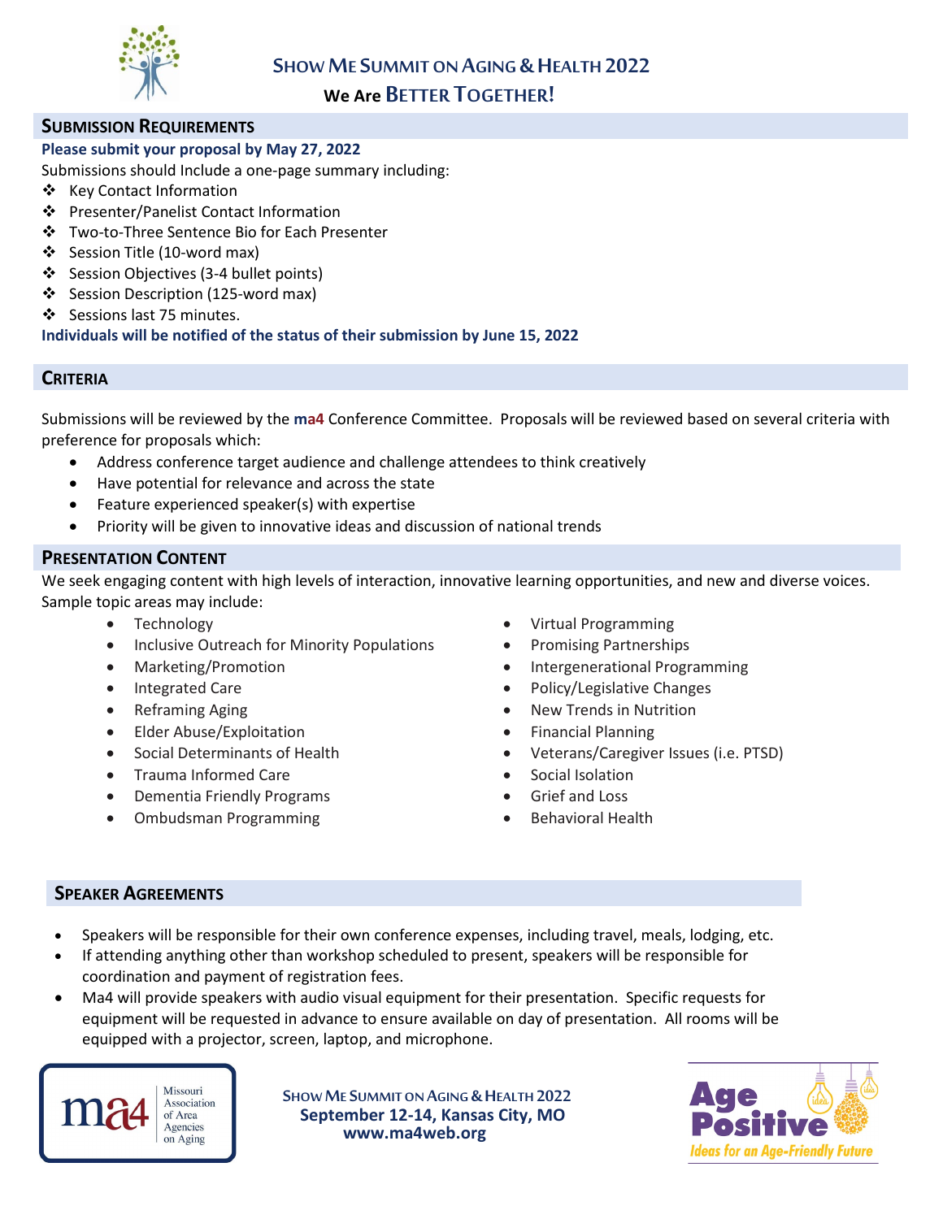# Show Me Summit on Aging & Health 2022

## We Are Better Together!

## Submission Requirements

**Please submit your proposal by May 27, 2022**

Submissions should Include a one-page summary including:

- Key Contact Information
- Presenter/Panelist Contact Information
- Two-to-Three Sentence Bio for Each Presenter
- Session Title (10-word max)
- Session Objectives (3-4 bullet points)
- Session Description (125-word max)
- Sessions last 75 minutes.

**Individuals will be notified of the status of their submission by June 15, 2022**

## Criteria

Submissions will be reviewed by the **ma4** Conference Committee. Proposals will be reviewed based on several criteria with preference for proposals which:

- Address conference target audience and challenge attendees to think creatively
- Have potential for relevance and across the state
- Feature experienced speaker(s) with expertise
- Priority will be given to innovative ideas and discussion of national trends

## Presentation Content

We seek engaging content with high levels of interaction, innovative learning opportunities, and new and diverse voices. Sample topic areas may include:

- Technology
- Inclusive Outreach for Minority Populations
- Marketing/Promotion
- Integrated Care
- Reframing Aging
- Elder Abuse/Exploitation
- Social Determinants of Health
- Trauma Informed Care
- Dementia Friendly Programs
- Ombudsman Programming
- Virtual Programming
- Promising Partnerships
- Intergenerational Programming
- Policy/Legislative Changes
- New Trends in Nutrition
- Financial Planning
- Veterans/Caregiver Issues (i.e. PTSD)
- Social Isolation
- Grief and Loss
- Behavioral Health

## Speaker Agreements

- Speakers will be responsible for their own conference expenses, including travel, meals, lodging, etc.
- If attending anything other than workshop scheduled to present, speakers will be responsible for coordination and payment of registration fees.
- Ma4 will provide speakers with audio visual equipment for their presentation. Specific requests for equipment will be requested in advance to ensure available on day of presentation. All rooms will be equipped with a projector, screen, laptop, and microphone.

ma4 Missouri Association of Area Agencies on Aging

**Show Me Summit on Aging & Health 2022**
**September 12-14, Kansas City, MO**
**www.ma4web.org**

Age Positive
*Ideas for an Age-Friendly Future*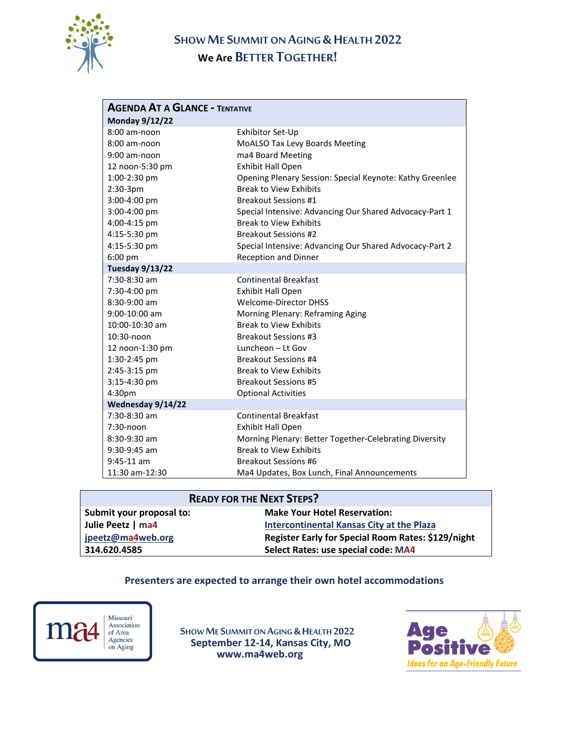# Show Me Summit on Aging & Health 2022

## We Are Better Together!

| Agenda At A Glance - Tentative | |
|---|---|
| **Monday 9/12/22** | |
| 8:00 am-noon | Exhibitor Set-Up |
| 8:00 am-noon | MoALSO Tax Levy Boards Meeting |
| 9:00 am-noon | ma4 Board Meeting |
| 12 noon-5:30 pm | Exhibit Hall Open |
| 1:00-2:30 pm | Opening Plenary Session: Special Keynote: Kathy Greenlee |
| 2:30-3pm | Break to View Exhibits |
| 3:00-4:00 pm | Breakout Sessions #1 |
| 3:00-4:00 pm | Special Intensive: Advancing Our Shared Advocacy-Part 1 |
| 4:00-4:15 pm | Break to View Exhibits |
| 4:15-5:30 pm | Breakout Sessions #2 |
| 4:15-5:30 pm | Special Intensive: Advancing Our Shared Advocacy-Part 2 |
| 6:00 pm | Reception and Dinner |
| **Tuesday 9/13/22** | |
| 7:30-8:30 am | Continental Breakfast |
| 7:30-4:00 pm | Exhibit Hall Open |
| 8:30-9:00 am | Welcome-Director DHSS |
| 9:00-10:00 am | Morning Plenary: Reframing Aging |
| 10:00-10:30 am | Break to View Exhibits |
| 10:30-noon | Breakout Sessions #3 |
| 12 noon-1:30 pm | Luncheon – Lt Gov |
| 1:30-2:45 pm | Breakout Sessions #4 |
| 2:45-3:15 pm | Break to View Exhibits |
| 3:15-4:30 pm | Breakout Sessions #5 |
| 4:30pm | Optional Activities |
| **Wednesday 9/14/22** | |
| 7:30-8:30 am | Continental Breakfast |
| 7:30-noon | Exhibit Hall Open |
| 8:30-9:30 am | Morning Plenary: Better Together-Celebrating Diversity |
| 9:30-9:45 am | Break to View Exhibits |
| 9:45-11 am | Breakout Sessions #6 |
| 11:30 am-12:30 | Ma4 Updates, Box Lunch, Final Announcements |

| Ready for the Next Steps? | |
|---|---|
| **Submit your proposal to:** | **Make Your Hotel Reservation:** |
| **Julie Peetz \| ma4** | **Intercontinental Kansas City at the Plaza** |
| **jpeetz@ma4web.org** | **Register Early for Special Room Rates: $129/night** |
| **314.620.4585** | **Select Rates: use special code: MA4** |

**Presenters are expected to arrange their own hotel accommodations**

ma4 Missouri Association of Area Agencies on Aging

**Show Me Summit on Aging & Health 2022**
**September 12-14, Kansas City, MO**
**www.ma4web.org**

Age Positive
*Ideas for an Age-Friendly Future*